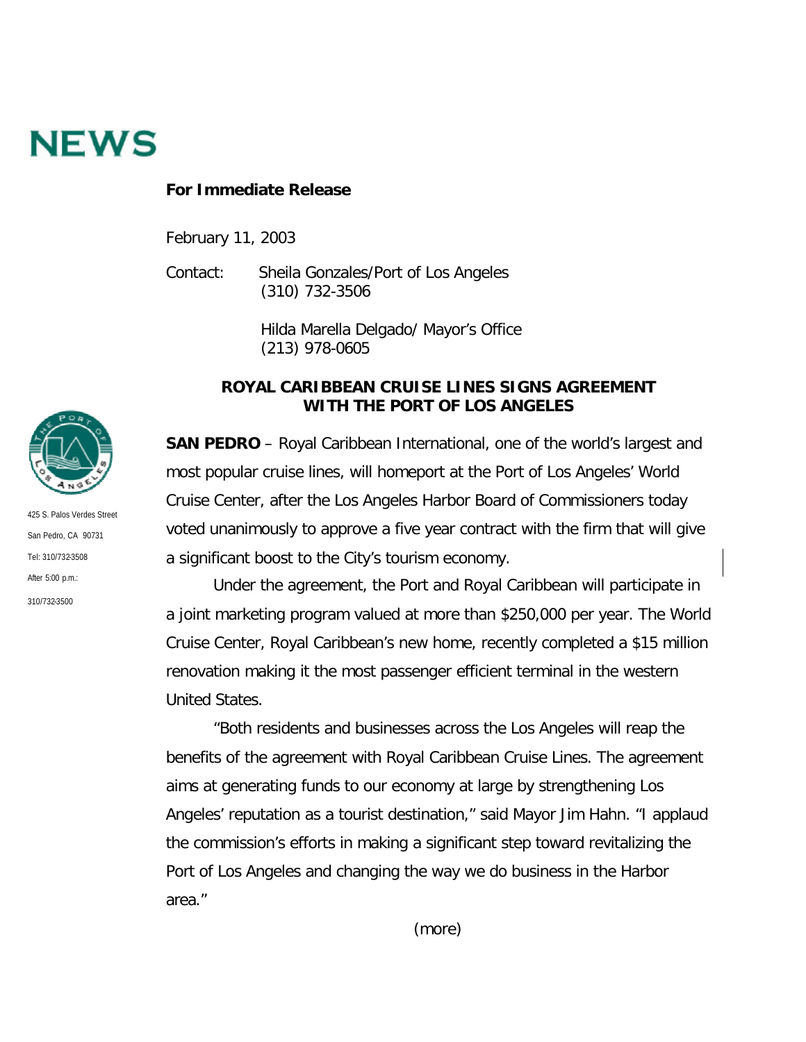# NEWS

**For Immediate Release**

February 11, 2003

Contact: Sheila Gonzales/Port of Los Angeles
(310) 732-3506

Hilda Marella Delgado/ Mayor's Office
(213) 978-0605

425 S. Palos Verdes Street
San Pedro, CA 90731
Tel: 310/732-3508
After 5:00 p.m.:
310/732-3500

**ROYAL CARIBBEAN CRUISE LINES SIGNS AGREEMENT WITH THE PORT OF LOS ANGELES**

**SAN PEDRO** – Royal Caribbean International, one of the world's largest and most popular cruise lines, will homeport at the Port of Los Angeles' World Cruise Center, after the Los Angeles Harbor Board of Commissioners today voted unanimously to approve a five year contract with the firm that will give a significant boost to the City's tourism economy.

Under the agreement, the Port and Royal Caribbean will participate in a joint marketing program valued at more than $250,000 per year. The World Cruise Center, Royal Caribbean's new home, recently completed a $15 million renovation making it the most passenger efficient terminal in the western United States.

"Both residents and businesses across the Los Angeles will reap the benefits of the agreement with Royal Caribbean Cruise Lines. The agreement aims at generating funds to our economy at large by strengthening Los Angeles' reputation as a tourist destination," said Mayor Jim Hahn. "I applaud the commission's efforts in making a significant step toward revitalizing the Port of Los Angeles and changing the way we do business in the Harbor area."

(more)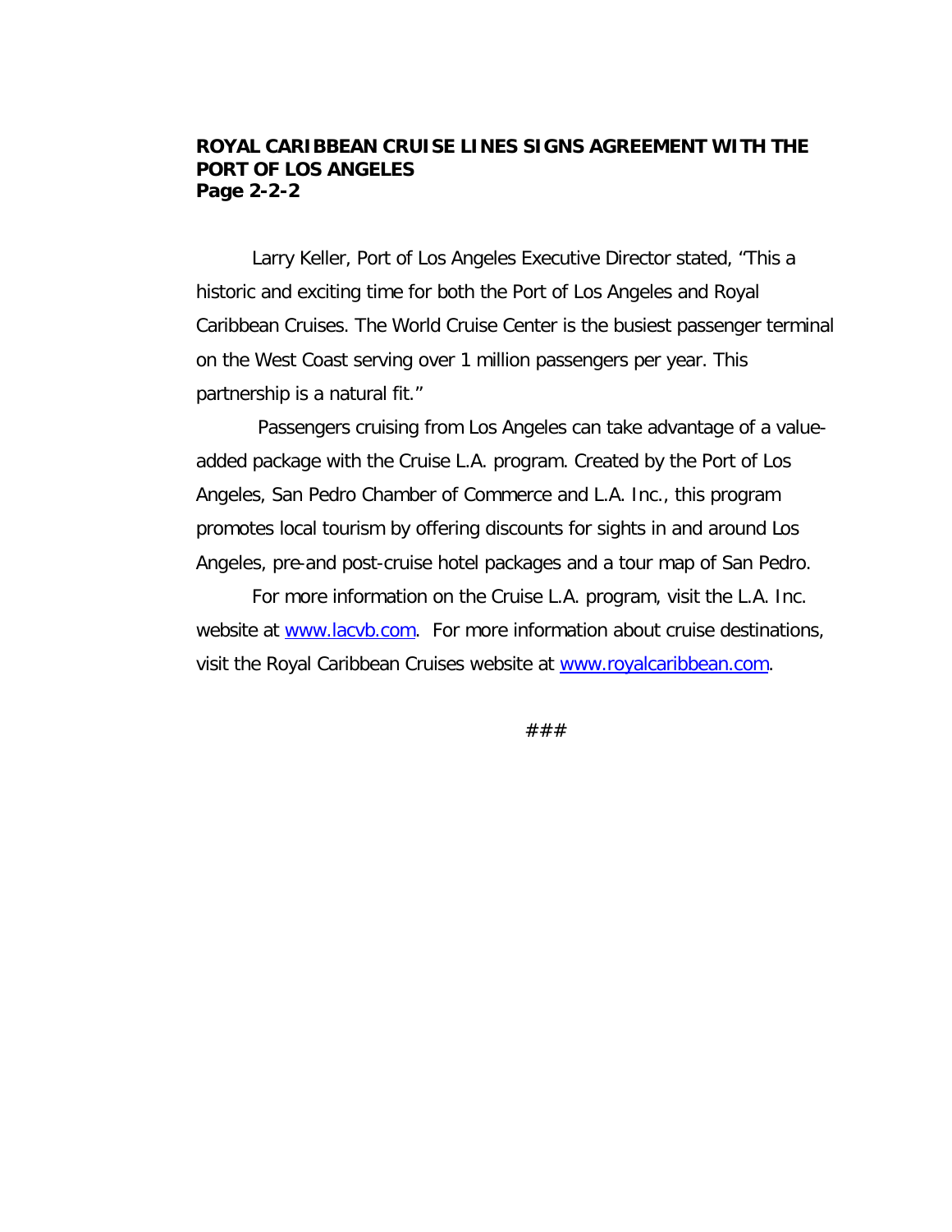Larry Keller, Port of Los Angeles Executive Director stated, "This a historic and exciting time for both the Port of Los Angeles and Royal Caribbean Cruises. The World Cruise Center is the busiest passenger terminal on the West Coast serving over 1 million passengers per year. This partnership is a natural fit."

Passengers cruising from Los Angeles can take advantage of a value-added package with the Cruise L.A. program. Created by the Port of Los Angeles, San Pedro Chamber of Commerce and L.A. Inc., this program promotes local tourism by offering discounts for sights in and around Los Angeles, pre-and post-cruise hotel packages and a tour map of San Pedro.

For more information on the Cruise L.A. program, visit the L.A. Inc. website at www.lacvb.com. For more information about cruise destinations, visit the Royal Caribbean Cruises website at www.royalcaribbean.com.

###